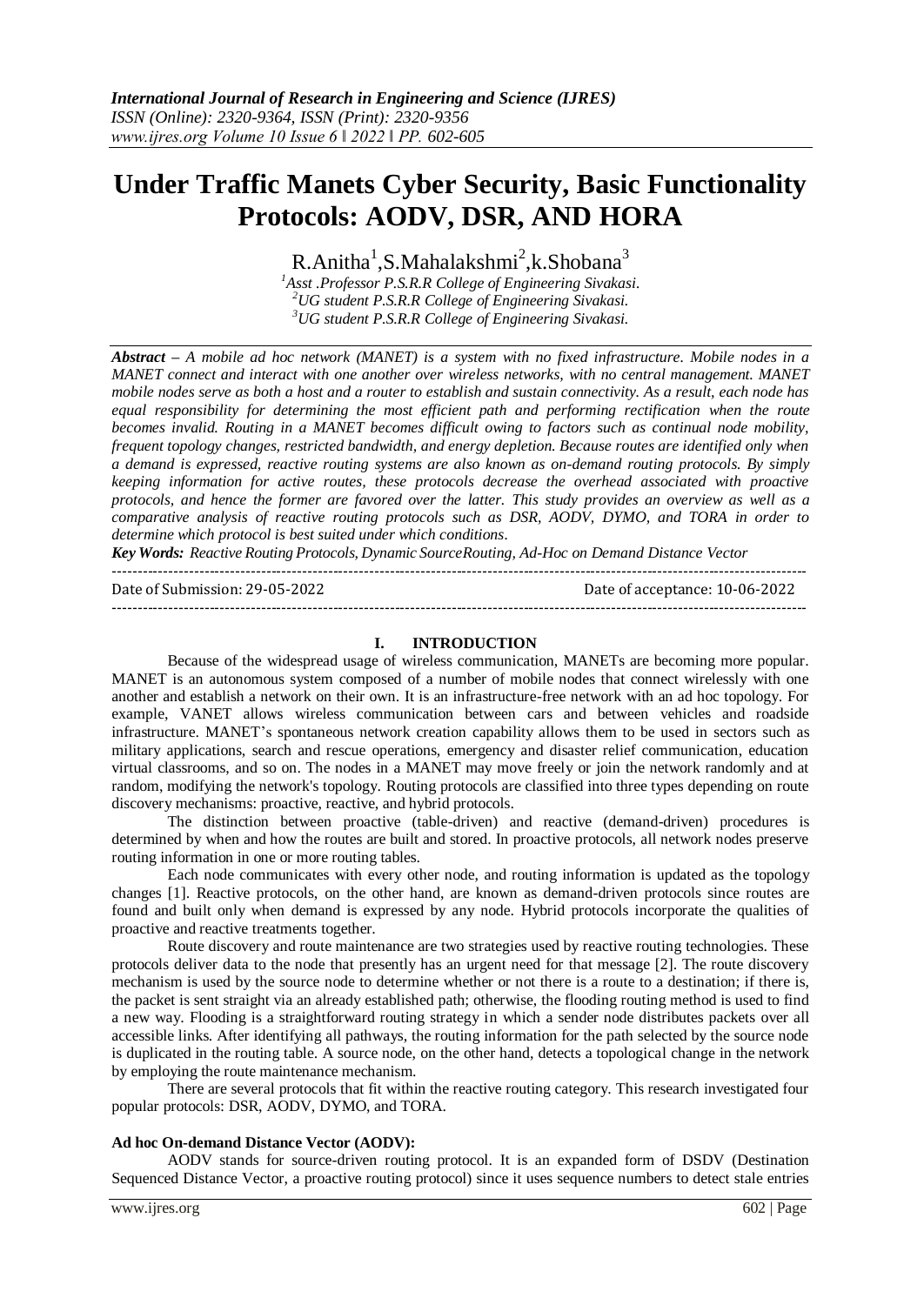# Under Traffic Manets Cyber Security, Basic Functionality Protocols: AODV, DSR, AND HORA

R.Anitha[1],S.Mahalakshmi[2],k.Shobana[3]

[1]*Asst .Professor P.S.R.R College of Engineering Sivakasi.*
[2]*UG student P.S.R.R College of Engineering Sivakasi.*
[3]*UG student P.S.R.R College of Engineering Sivakasi.*

***Abstract*** *– A mobile ad hoc network (MANET) is a system with no fixed infrastructure. Mobile nodes in a MANET connect and interact with one another over wireless networks, with no central management. MANET mobile nodes serve as both a host and a router to establish and sustain connectivity. As a result, each node has equal responsibility for determining the most efficient path and performing rectification when the route becomes invalid. Routing in a MANET becomes difficult owing to factors such as continual node mobility, frequent topology changes, restricted bandwidth, and energy depletion. Because routes are identified only when a demand is expressed, reactive routing systems are also known as on-demand routing protocols. By simply keeping information for active routes, these protocols decrease the overhead associated with proactive protocols, and hence the former are favored over the latter. This study provides an overview as well as a comparative analysis of reactive routing protocols such as DSR, AODV, DYMO, and TORA in order to determine which protocol is best suited under which conditions.*

***Key Words:*** *Reactive Routing Protocols, Dynamic SourceRouting, Ad-Hoc on Demand Distance Vector*

---

Date of Submission: 29-05-2022 Date of acceptance: 10-06-2022

---

## I. INTRODUCTION

Because of the widespread usage of wireless communication, MANETs are becoming more popular. MANET is an autonomous system composed of a number of mobile nodes that connect wirelessly with one another and establish a network on their own. It is an infrastructure-free network with an ad hoc topology. For example, VANET allows wireless communication between cars and between vehicles and roadside infrastructure. MANET's spontaneous network creation capability allows them to be used in sectors such as military applications, search and rescue operations, emergency and disaster relief communication, education virtual classrooms, and so on. The nodes in a MANET may move freely or join the network randomly and at random, modifying the network's topology. Routing protocols are classified into three types depending on route discovery mechanisms: proactive, reactive, and hybrid protocols.

The distinction between proactive (table-driven) and reactive (demand-driven) procedures is determined by when and how the routes are built and stored. In proactive protocols, all network nodes preserve routing information in one or more routing tables.

Each node communicates with every other node, and routing information is updated as the topology changes [1]. Reactive protocols, on the other hand, are known as demand-driven protocols since routes are found and built only when demand is expressed by any node. Hybrid protocols incorporate the qualities of proactive and reactive treatments together.

Route discovery and route maintenance are two strategies used by reactive routing technologies. These protocols deliver data to the node that presently has an urgent need for that message [2]. The route discovery mechanism is used by the source node to determine whether or not there is a route to a destination; if there is, the packet is sent straight via an already established path; otherwise, the flooding routing method is used to find a new way. Flooding is a straightforward routing strategy in which a sender node distributes packets over all accessible links. After identifying all pathways, the routing information for the path selected by the source node is duplicated in the routing table. A source node, on the other hand, detects a topological change in the network by employing the route maintenance mechanism.

There are several protocols that fit within the reactive routing category. This research investigated four popular protocols: DSR, AODV, DYMO, and TORA.

**Ad hoc On-demand Distance Vector (AODV):**

AODV stands for source-driven routing protocol. It is an expanded form of DSDV (Destination Sequenced Distance Vector, a proactive routing protocol) since it uses sequence numbers to detect stale entries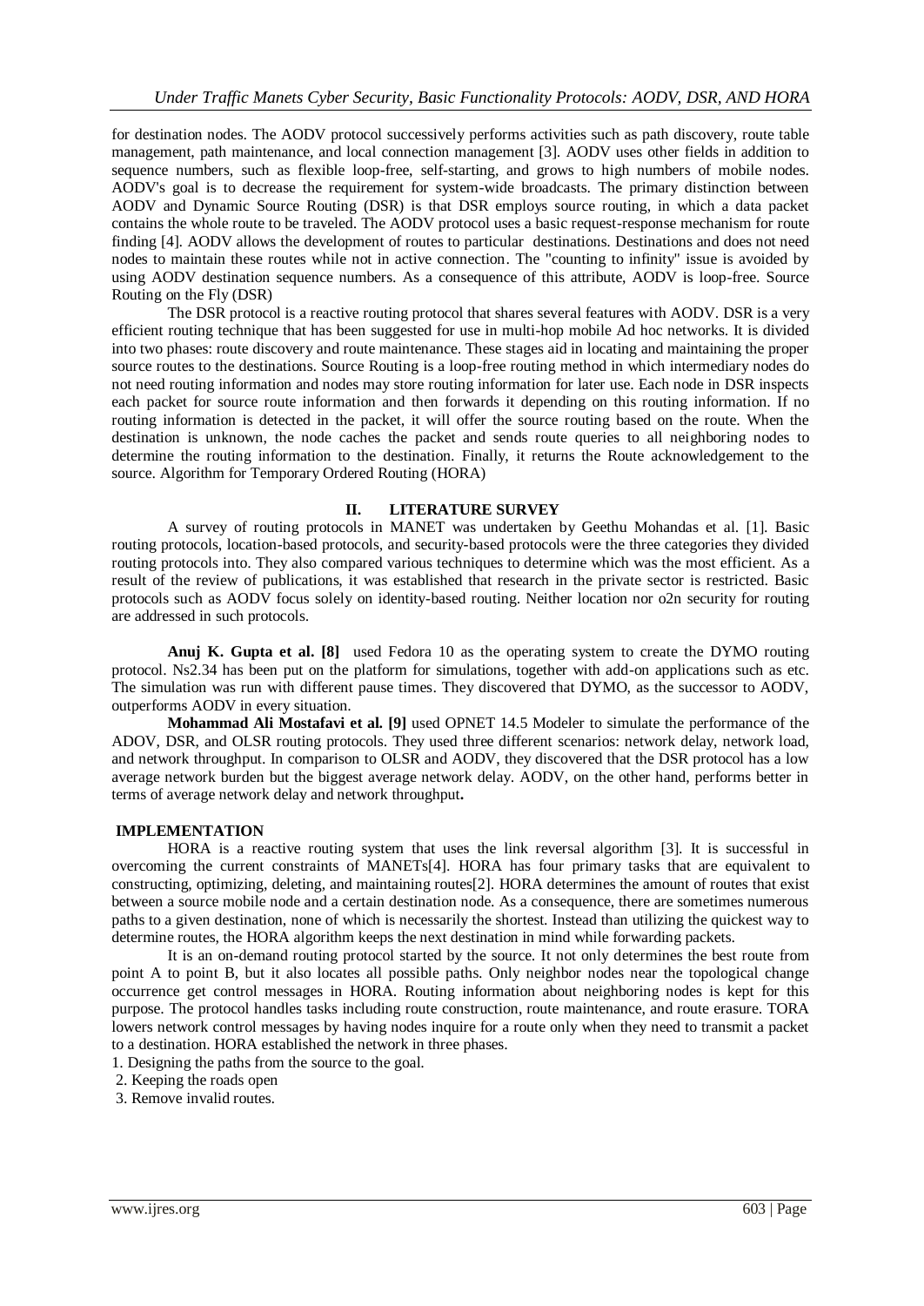for destination nodes. The AODV protocol successively performs activities such as path discovery, route table management, path maintenance, and local connection management [3]. AODV uses other fields in addition to sequence numbers, such as flexible loop-free, self-starting, and grows to high numbers of mobile nodes. AODV's goal is to decrease the requirement for system-wide broadcasts. The primary distinction between AODV and Dynamic Source Routing (DSR) is that DSR employs source routing, in which a data packet contains the whole route to be traveled. The AODV protocol uses a basic request-response mechanism for route finding [4]. AODV allows the development of routes to particular destinations. Destinations and does not need nodes to maintain these routes while not in active connection. The "counting to infinity" issue is avoided by using AODV destination sequence numbers. As a consequence of this attribute, AODV is loop-free. Source Routing on the Fly (DSR)

The DSR protocol is a reactive routing protocol that shares several features with AODV. DSR is a very efficient routing technique that has been suggested for use in multi-hop mobile Ad hoc networks. It is divided into two phases: route discovery and route maintenance. These stages aid in locating and maintaining the proper source routes to the destinations. Source Routing is a loop-free routing method in which intermediary nodes do not need routing information and nodes may store routing information for later use. Each node in DSR inspects each packet for source route information and then forwards it depending on this routing information. If no routing information is detected in the packet, it will offer the source routing based on the route. When the destination is unknown, the node caches the packet and sends route queries to all neighboring nodes to determine the routing information to the destination. Finally, it returns the Route acknowledgement to the source. Algorithm for Temporary Ordered Routing (HORA)

## II. LITERATURE SURVEY

A survey of routing protocols in MANET was undertaken by Geethu Mohandas et al. [1]. Basic routing protocols, location-based protocols, and security-based protocols were the three categories they divided routing protocols into. They also compared various techniques to determine which was the most efficient. As a result of the review of publications, it was established that research in the private sector is restricted. Basic protocols such as AODV focus solely on identity-based routing. Neither location nor o2n security for routing are addressed in such protocols.

**Anuj K. Gupta et al. [8]** used Fedora 10 as the operating system to create the DYMO routing protocol. Ns2.34 has been put on the platform for simulations, together with add-on applications such as etc. The simulation was run with different pause times. They discovered that DYMO, as the successor to AODV, outperforms AODV in every situation.

**Mohammad Ali Mostafavi et al. [9]** used OPNET 14.5 Modeler to simulate the performance of the ADOV, DSR, and OLSR routing protocols. They used three different scenarios: network delay, network load, and network throughput. In comparison to OLSR and AODV, they discovered that the DSR protocol has a low average network burden but the biggest average network delay. AODV, on the other hand, performs better in terms of average network delay and network throughput**.**

## IMPLEMENTATION

HORA is a reactive routing system that uses the link reversal algorithm [3]. It is successful in overcoming the current constraints of MANETs[4]. HORA has four primary tasks that are equivalent to constructing, optimizing, deleting, and maintaining routes[2]. HORA determines the amount of routes that exist between a source mobile node and a certain destination node. As a consequence, there are sometimes numerous paths to a given destination, none of which is necessarily the shortest. Instead than utilizing the quickest way to determine routes, the HORA algorithm keeps the next destination in mind while forwarding packets.

It is an on-demand routing protocol started by the source. It not only determines the best route from point A to point B, but it also locates all possible paths. Only neighbor nodes near the topological change occurrence get control messages in HORA. Routing information about neighboring nodes is kept for this purpose. The protocol handles tasks including route construction, route maintenance, and route erasure. TORA lowers network control messages by having nodes inquire for a route only when they need to transmit a packet to a destination. HORA established the network in three phases.

1. Designing the paths from the source to the goal.
2. Keeping the roads open
3. Remove invalid routes.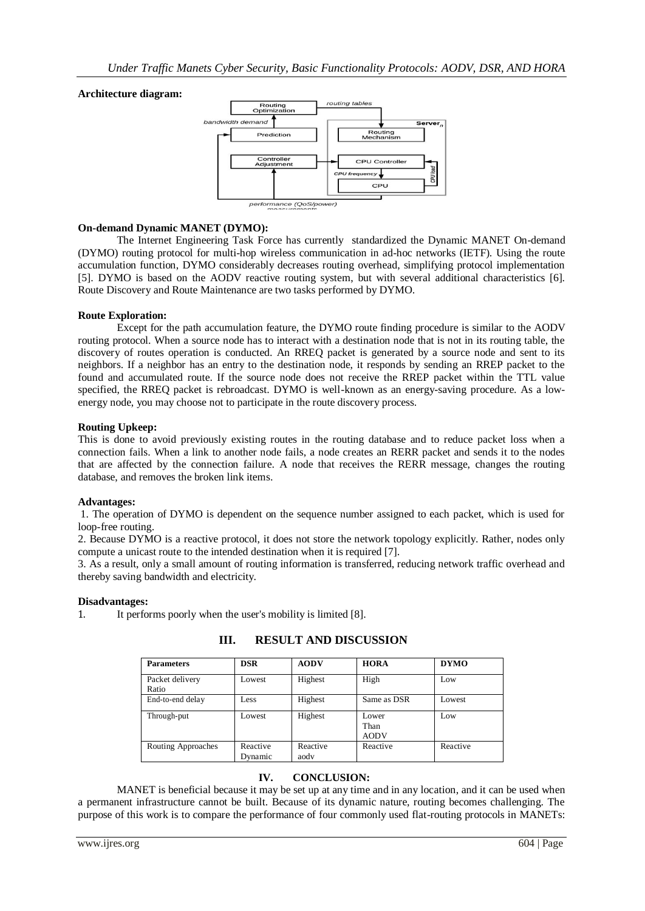**Architecture diagram:**

**On-demand Dynamic MANET (DYMO):**

The Internet Engineering Task Force has currently standardized the Dynamic MANET On-demand (DYMO) routing protocol for multi-hop wireless communication in ad-hoc networks (IETF). Using the route accumulation function, DYMO considerably decreases routing overhead, simplifying protocol implementation [5]. DYMO is based on the AODV reactive routing system, but with several additional characteristics [6]. Route Discovery and Route Maintenance are two tasks performed by DYMO.

**Route Exploration:**

Except for the path accumulation feature, the DYMO route finding procedure is similar to the AODV routing protocol. When a source node has to interact with a destination node that is not in its routing table, the discovery of routes operation is conducted. An RREQ packet is generated by a source node and sent to its neighbors. If a neighbor has an entry to the destination node, it responds by sending an RREP packet to the found and accumulated route. If the source node does not receive the RREP packet within the TTL value specified, the RREQ packet is rebroadcast. DYMO is well-known as an energy-saving procedure. As a low-energy node, you may choose not to participate in the route discovery process.

**Routing Upkeep:**

This is done to avoid previously existing routes in the routing database and to reduce packet loss when a connection fails. When a link to another node fails, a node creates an RERR packet and sends it to the nodes that are affected by the connection failure. A node that receives the RERR message, changes the routing database, and removes the broken link items.

**Advantages:**

1. The operation of DYMO is dependent on the sequence number assigned to each packet, which is used for loop-free routing.
2. Because DYMO is a reactive protocol, it does not store the network topology explicitly. Rather, nodes only compute a unicast route to the intended destination when it is required [7].
3. As a result, only a small amount of routing information is transferred, reducing network traffic overhead and thereby saving bandwidth and electricity.

**Disadvantages:**

1. It performs poorly when the user's mobility is limited [8].

## III. RESULT AND DISCUSSION

| Parameters | DSR | AODV | HORA | DYMO |
|---|---|---|---|---|
| Packet delivery Ratio | Lowest | Highest | High | Low |
| End-to-end delay | Less | Highest | Same as DSR | Lowest |
| Through-put | Lowest | Highest | Lower Than AODV | Low |
| Routing Approaches | Reactive Dynamic | Reactive aodv | Reactive | Reactive |

## IV. CONCLUSION:

MANET is beneficial because it may be set up at any time and in any location, and it can be used when a permanent infrastructure cannot be built. Because of its dynamic nature, routing becomes challenging. The purpose of this work is to compare the performance of four commonly used flat-routing protocols in MANETs: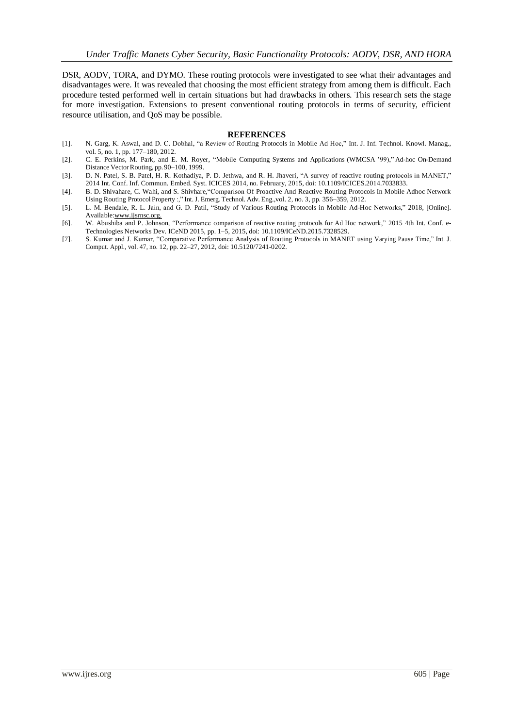DSR, AODV, TORA, and DYMO. These routing protocols were investigated to see what their advantages and disadvantages were. It was revealed that choosing the most efficient strategy from among them is difficult. Each procedure tested performed well in certain situations but had drawbacks in others. This research sets the stage for more investigation. Extensions to present conventional routing protocols in terms of security, efficient resource utilisation, and QoS may be possible.

## REFERENCES

[1]. N. Garg, K. Aswal, and D. C. Dobhal, "a Review of Routing Protocols in Mobile Ad Hoc," Int. J. Inf. Technol. Knowl. Manag., vol. 5, no. 1, pp. 177–180, 2012.

[2]. C. E. Perkins, M. Park, and E. M. Royer, "Mobile Computing Systems and Applications (WMCSA '99)," Ad-hoc On-Demand Distance Vector Routing, pp. 90–100, 1999.

[3]. D. N. Patel, S. B. Patel, H. R. Kothadiya, P. D. Jethwa, and R. H. Jhaveri, "A survey of reactive routing protocols in MANET," 2014 Int. Conf. Inf. Commun. Embed. Syst. ICICES 2014, no. February, 2015, doi: 10.1109/ICICES.2014.7033833.

[4]. B. D. Shivahare, C. Wahi, and S. Shivhare, "Comparison Of Proactive And Reactive Routing Protocols In Mobile Adhoc Network Using Routing Protocol Property :," Int. J. Emerg. Technol. Adv. Eng., vol. 2, no. 3, pp. 356–359, 2012.

[5]. L. M. Bendale, R. L. Jain, and G. D. Patil, "Study of Various Routing Protocols in Mobile Ad-Hoc Networks," 2018, [Online]. Available: www.ijsrnsc.org.

[6]. W. Abushiba and P. Johnson, "Performance comparison of reactive routing protocols for Ad Hoc network," 2015 4th Int. Conf. e-Technologies Networks Dev. ICeND 2015, pp. 1–5, 2015, doi: 10.1109/ICeND.2015.7328529.

[7]. S. Kumar and J. Kumar, "Comparative Performance Analysis of Routing Protocols in MANET using Varying Pause Time," Int. J. Comput. Appl., vol. 47, no. 12, pp. 22–27, 2012, doi: 10.5120/7241-0202.